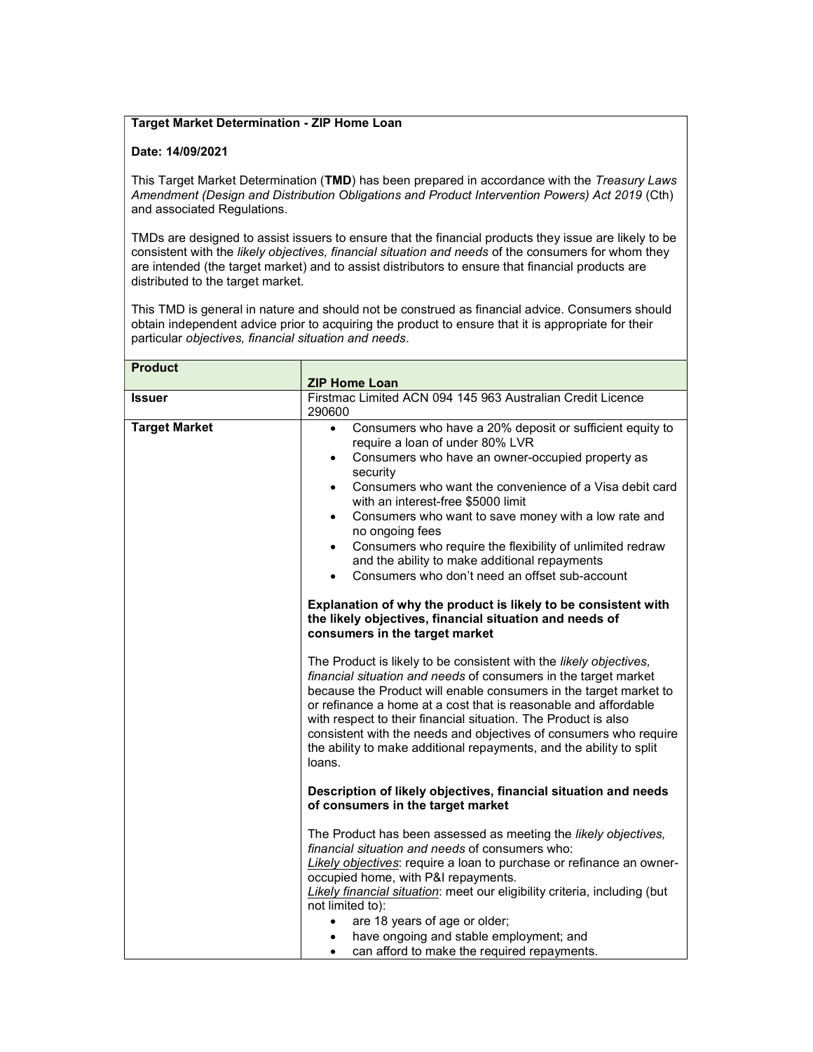**Target Market Determination - ZIP Home Loan**

**Date: 14/09/2021**

This Target Market Determination (**TMD**) has been prepared in accordance with the *Treasury Laws Amendment (Design and Distribution Obligations and Product Intervention Powers) Act 2019* (Cth) and associated Regulations.

TMDs are designed to assist issuers to ensure that the financial products they issue are likely to be consistent with the *likely objectives, financial situation and needs* of the consumers for whom they are intended (the target market) and to assist distributors to ensure that financial products are distributed to the target market.

This TMD is general in nature and should not be construed as financial advice. Consumers should obtain independent advice prior to acquiring the product to ensure that it is appropriate for their particular *objectives, financial situation and needs*.

| **Product** | **ZIP Home Loan** |
|---|---|
| **Issuer** | Firstmac Limited ACN 094 145 963 Australian Credit Licence 290600 |
| **Target Market** | • Consumers who have a 20% deposit or sufficient equity to require a loan of under 80% LVR<br>• Consumers who have an owner-occupied property as security<br>• Consumers who want the convenience of a Visa debit card with an interest-free $5000 limit<br>• Consumers who want to save money with a low rate and no ongoing fees<br>• Consumers who require the flexibility of unlimited redraw and the ability to make additional repayments<br>• Consumers who don't need an offset sub-account<br><br>**Explanation of why the product is likely to be consistent with the likely objectives, financial situation and needs of consumers in the target market**<br><br>The Product is likely to be consistent with the *likely objectives, financial situation and needs* of consumers in the target market because the Product will enable consumers in the target market to or refinance a home at a cost that is reasonable and affordable with respect to their financial situation. The Product is also consistent with the needs and objectives of consumers who require the ability to make additional repayments, and the ability to split loans.<br><br>**Description of likely objectives, financial situation and needs of consumers in the target market**<br><br>The Product has been assessed as meeting the *likely objectives, financial situation and needs* of consumers who:<br><u>Likely objectives</u>: require a loan to purchase or refinance an owner-occupied home, with P&I repayments.<br><u>Likely financial situation</u>: meet our eligibility criteria, including (but not limited to):<br>• are 18 years of age or older;<br>• have ongoing and stable employment; and<br>• can afford to make the required repayments. |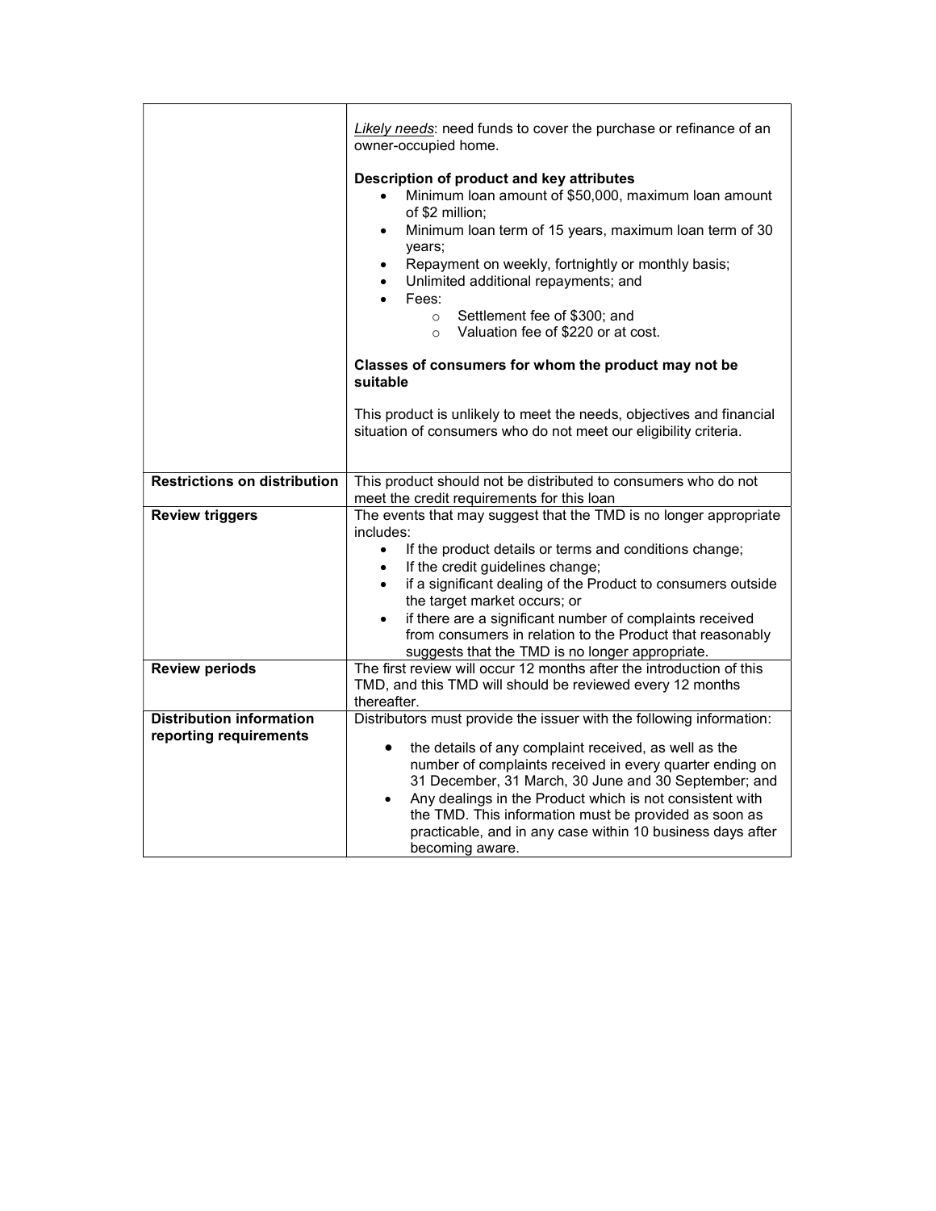| | |
|---|---|
| | *Likely needs*: need funds to cover the purchase or refinance of an owner-occupied home.<br><br>**Description of product and key attributes**<br>• Minimum loan amount of $50,000, maximum loan amount of $2 million;<br>• Minimum loan term of 15 years, maximum loan term of 30 years;<br>• Repayment on weekly, fortnightly or monthly basis;<br>• Unlimited additional repayments; and<br>• Fees:<br>  ○ Settlement fee of $300; and<br>  ○ Valuation fee of $220 or at cost.<br><br>**Classes of consumers for whom the product may not be suitable**<br><br>This product is unlikely to meet the needs, objectives and financial situation of consumers who do not meet our eligibility criteria. |
| **Restrictions on distribution** | This product should not be distributed to consumers who do not meet the credit requirements for this loan |
| **Review triggers** | The events that may suggest that the TMD is no longer appropriate includes:<br>• If the product details or terms and conditions change;<br>• If the credit guidelines change;<br>• if a significant dealing of the Product to consumers outside the target market occurs; or<br>• if there are a significant number of complaints received from consumers in relation to the Product that reasonably suggests that the TMD is no longer appropriate. |
| **Review periods** | The first review will occur 12 months after the introduction of this TMD, and this TMD will should be reviewed every 12 months thereafter. |
| **Distribution information reporting requirements** | Distributors must provide the issuer with the following information:<br><br>• the details of any complaint received, as well as the number of complaints received in every quarter ending on 31 December, 31 March, 30 June and 30 September; and<br>• Any dealings in the Product which is not consistent with the TMD. This information must be provided as soon as practicable, and in any case within 10 business days after becoming aware. |